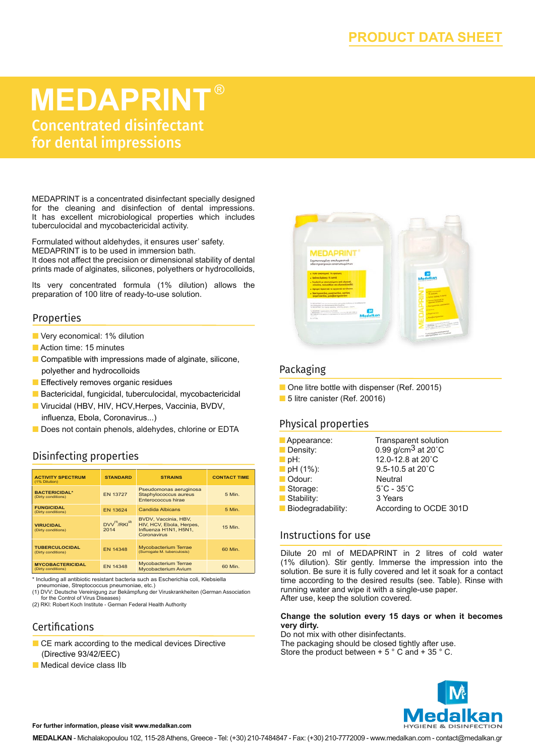PRODUCT DATA SHEET

# MEDAPRINT®

## Concentrated disinfectant for dental impressions

MEDAPRINT is a concentrated disinfectant specially designed for the cleaning and disinfection of dental impressions. It has excellent microbiological properties which includes tuberculocidal and mycobactericidal activity.

Formulated without aldehydes, it ensures user' safety.
MEDAPRINT is to be used in immersion bath.
It does not affect the precision or dimensional stability of dental prints made of alginates, silicones, polyethers or hydrocolloids,

Its very concentrated formula (1% dilution) allows the preparation of 100 litre of ready-to-use solution.

## Properties

- Very economical: 1% dilution
- Action time: 15 minutes
- Compatible with impressions made of alginate, silicone, polyether and hydrocolloids
- Effectively removes organic residues
- Bactericidal, fungicidal, tuberculocidal, mycobactericidal
- Virucidal (HBV, HIV, HCV,Herpes, Vaccinia, BVDV, influenza, Ebola, Coronavirus...)
- Does not contain phenols, aldehydes, chlorine or EDTA

## Disinfecting properties

| ACTIVITY SPECTRUM (1% Dilution) | STANDARD | STRAINS | CONTACT TIME |
|---|---|---|---|
| BACTERICIDAL* (Dirty conditions) | EN 13727 | Pseudomonas aeruginosa Staphylococcus aureus Enterococcus hirae | 5 Min. |
| FUNGICIDAL (Dirty conditions) | EN 13624 | Candida Albicans | 5 Min. |
| VIRUCIDAL (Dirty conditions) | DVV[1]/RKI[2] 2014 | BVDV, Vaccinia, HBV, HIV, HCV, Ebola, Herpes, Influenza H1N1, H5N1, Coronavirus | 15 Min. |
| TUBERCULOCIDAL (Dirty conditions) | EN 14348 | Mycobacterium Terrae (Surrogate M. tuberculosis) | 60 Min. |
| MYCOBACTERICIDAL (Dirty conditions) | EN 14348 | Mycobacterium Terrae Mycobacterium Avium | 60 Min. |

\* Including all antibiotic resistant bacteria such as Escherichia coli, Klebsiella pneumoniae, Streptococcus pneumoniae, etc.)
(1) DVV: Deutsche Vereinigung zur Bekämpfung der Viruskrankheiten (German Association for the Control of Virus Diseases)
(2) RKI: Robert Koch Institute - German Federal Health Authority

## Certifications

- CE mark according to the medical devices Directive (Directive 93/42/EEC)
- Medical device class IIb

## Packaging

- One litre bottle with dispenser (Ref. 20015)
- 5 litre canister (Ref. 20016)

## Physical properties

| | |
|---|---|
| Appearance: | Transparent solution |
| Density: | 0.99 g/cm$^3$ at 20˚C |
| pH: | 12.0-12.8 at 20˚C |
| pH (1%): | 9.5-10.5 at 20˚C |
| Odour: | Neutral |
| Storage: | 5˚C - 35˚C |
| Stability: | 3 Years |
| Biodegradability: | According to OCDE 301D |

## Instructions for use

Dilute 20 ml of MEDAPRINT in 2 litres of cold water (1% dilution). Stir gently. Immerse the impression into the solution. Be sure it is fully covered and let it soak for a contact time according to the desired results (see. Table). Rinse with running water and wipe it with a single-use paper.
After use, keep the solution covered.

**Change the solution every 15 days or when it becomes very dirty.**
Do not mix with other disinfectants.
The packaging should be closed tightly after use.
Store the product between + 5 ° C and + 35 ° C.

Medalkan HYGIENE & DISINFECTION

**For further information, please visit www.medalkan.com**

**MEDALKAN** - Michalakopoulou 102, 115-28 Athens, Greece - Tel: (+30) 210-7484847 - Fax: (+30) 210-7772009 - www.medalkan.com - contact@medalkan.gr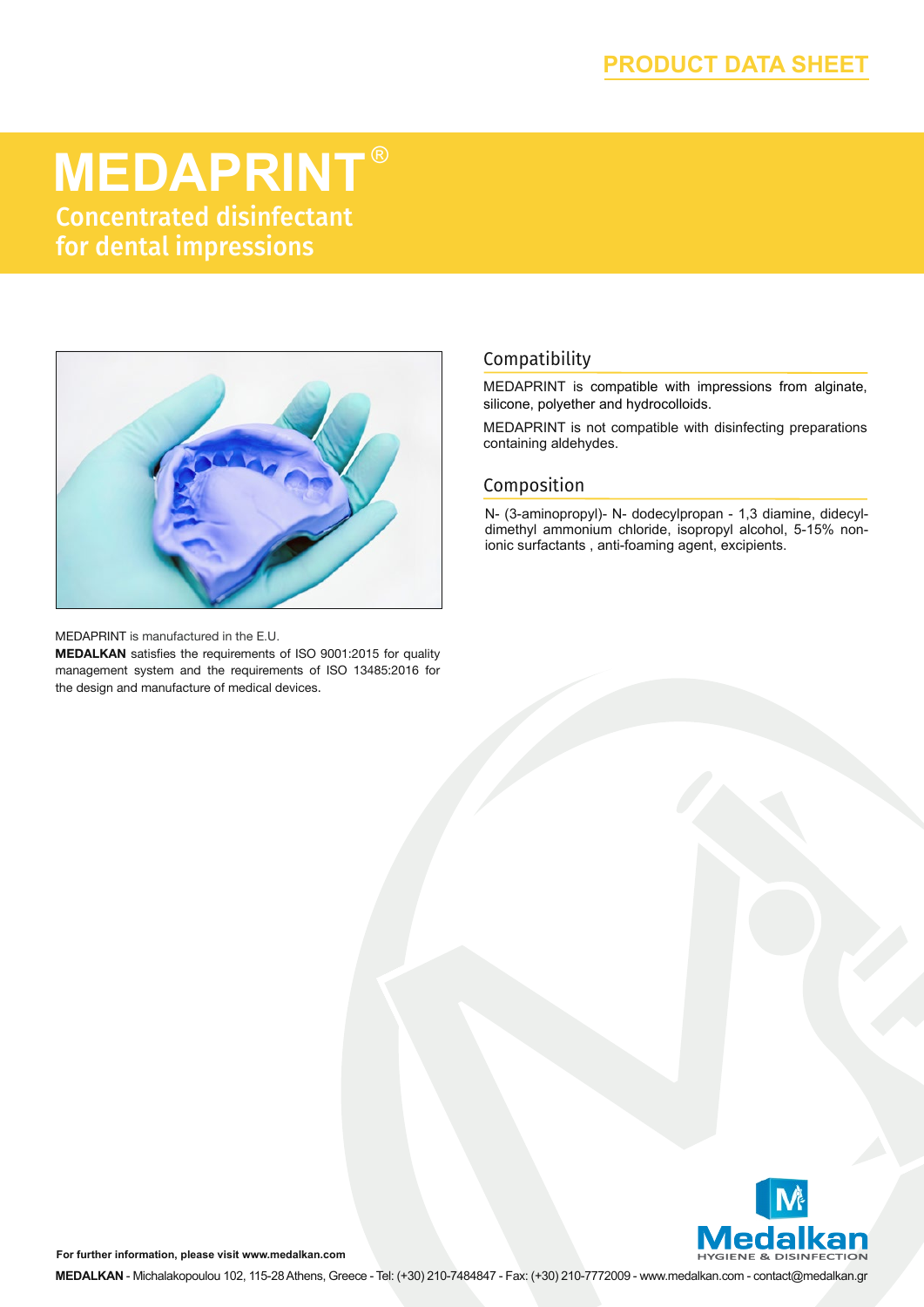PRODUCT DATA SHEET

# MEDAPRINT®

## Concentrated disinfectant for dental impressions

MEDAPRINT is manufactured in the E.U.

**MEDALKAN** satisfies the requirements of ISO 9001:2015 for quality management system and the requirements of ISO 13485:2016 for the design and manufacture of medical devices.

### Compatibility

MEDAPRINT is compatible with impressions from alginate, silicone, polyether and hydrocolloids.

MEDAPRINT is not compatible with disinfecting preparations containing aldehydes.

### Composition

N- (3-aminopropyl)- N- dodecylpropan - 1,3 diamine, didecyl-dimethyl ammonium chloride, isopropyl alcohol, 5-15% non-ionic surfactants , anti-foaming agent, excipients.

Medalkan
HYGIENE & DISINFECTION

**For further information, please visit www.medalkan.com**

**MEDALKAN** - Michalakopoulou 102, 115-28 Athens, Greece - Tel: (+30) 210-7484847 - Fax: (+30) 210-7772009 - www.medalkan.com - contact@medalkan.gr